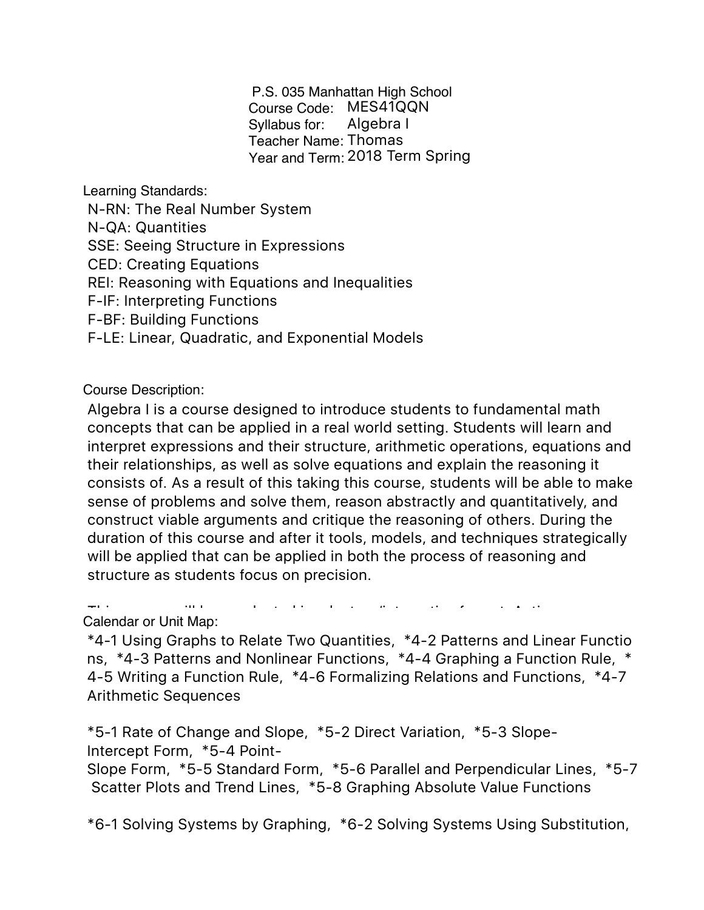P.S. 035 Manhattan High School
Course Code: MES41QQN
Syllabus for: Algebra I
Teacher Name: Thomas
Year and Term: 2018 Term Spring

Learning Standards:

N-RN: The Real Number System
N-QA: Quantities
SSE: Seeing Structure in Expressions
CED: Creating Equations
REI: Reasoning with Equations and Inequalities
F-IF: Interpreting Functions
F-BF: Building Functions
F-LE: Linear, Quadratic, and Exponential Models

Course Description:

Algebra I is a course designed to introduce students to fundamental math concepts that can be applied in a real world setting. Students will learn and interpret expressions and their structure, arithmetic operations, equations and their relationships, as well as solve equations and explain the reasoning it consists of. As a result of this taking this course, students will be able to make sense of problems and solve them, reason abstractly and quantitatively, and construct viable arguments and critique the reasoning of others. During the duration of this course and after it tools, models, and techniques strategically will be applied that can be applied in both the process of reasoning and structure as students focus on precision.

Calendar or Unit Map:

*4-1 Using Graphs to Relate Two Quantities, *4-2 Patterns and Linear Functions, *4-3 Patterns and Nonlinear Functions, *4-4 Graphing a Function Rule, *4-5 Writing a Function Rule, *4-6 Formalizing Relations and Functions, *4-7 Arithmetic Sequences

*5-1 Rate of Change and Slope, *5-2 Direct Variation, *5-3 Slope-Intercept Form, *5-4 Point-Slope Form, *5-5 Standard Form, *5-6 Parallel and Perpendicular Lines, *5-7 Scatter Plots and Trend Lines, *5-8 Graphing Absolute Value Functions

*6-1 Solving Systems by Graphing, *6-2 Solving Systems Using Substitution,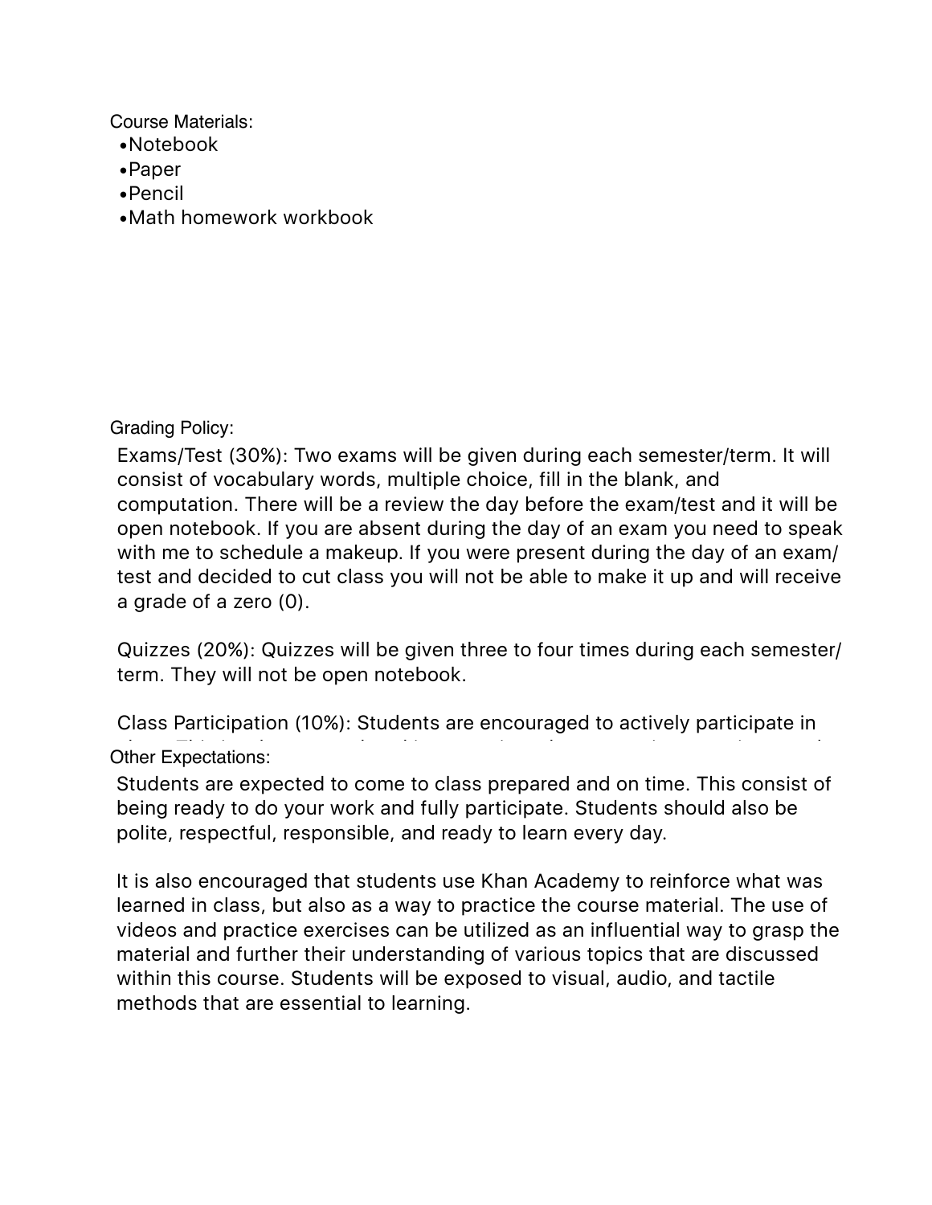Course Materials:

- Notebook
- Paper
- Pencil
- Math homework workbook

Grading Policy:

Exams/Test (30%): Two exams will be given during each semester/term. It will consist of vocabulary words, multiple choice, fill in the blank, and computation. There will be a review the day before the exam/test and it will be open notebook. If you are absent during the day of an exam you need to speak with me to schedule a makeup. If you were present during the day of an exam/test and decided to cut class you will not be able to make it up and will receive a grade of a zero (0).

Quizzes (20%): Quizzes will be given three to four times during each semester/term. They will not be open notebook.

Class Participation (10%): Students are encouraged to actively participate in

Other Expectations:

Students are expected to come to class prepared and on time. This consist of being ready to do your work and fully participate. Students should also be polite, respectful, responsible, and ready to learn every day.

It is also encouraged that students use Khan Academy to reinforce what was learned in class, but also as a way to practice the course material. The use of videos and practice exercises can be utilized as an influential way to grasp the material and further their understanding of various topics that are discussed within this course. Students will be exposed to visual, audio, and tactile methods that are essential to learning.